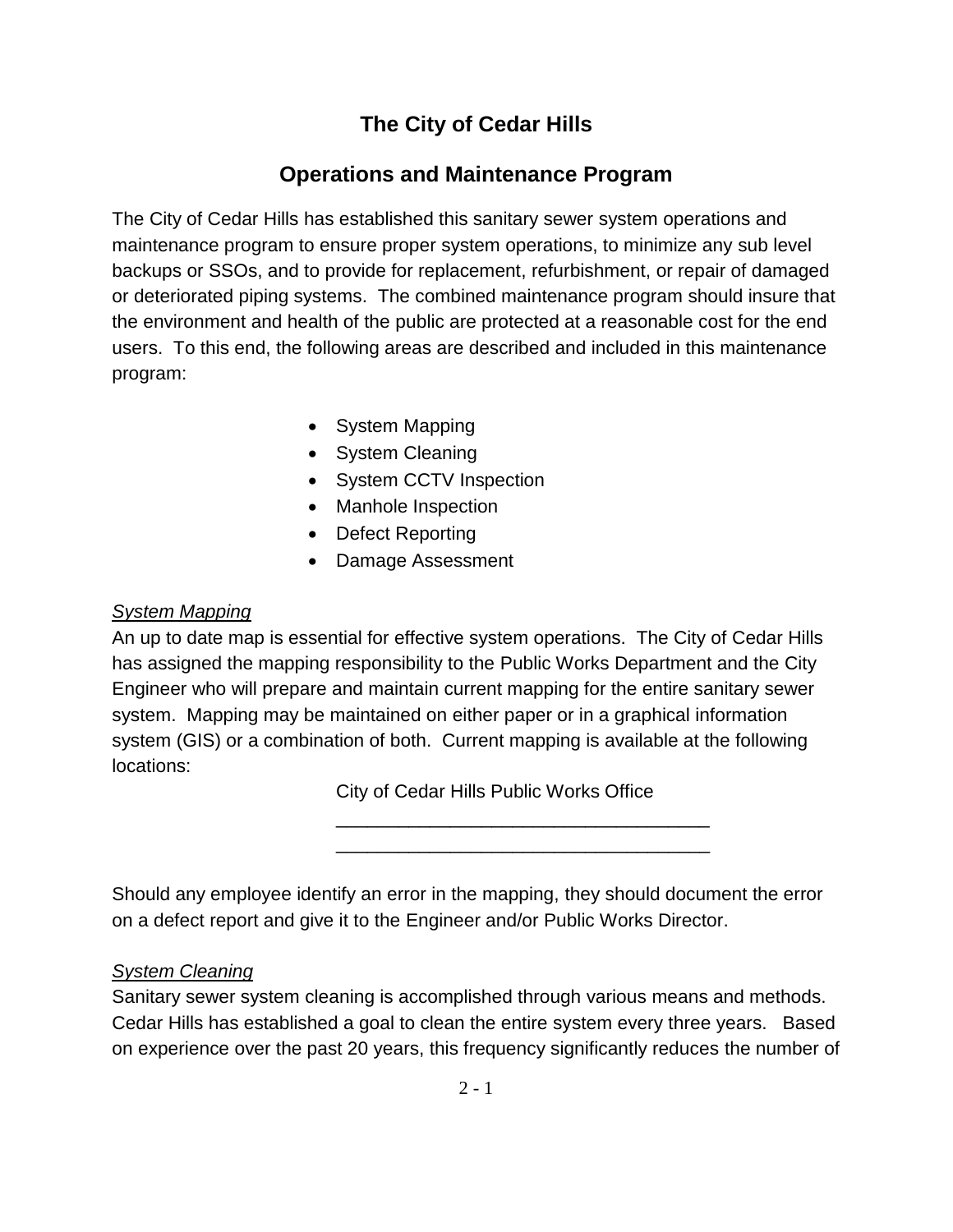# The City of Cedar Hills

## Operations and Maintenance Program

The City of Cedar Hills has established this sanitary sewer system operations and maintenance program to ensure proper system operations, to minimize any sub level backups or SSOs, and to provide for replacement, refurbishment, or repair of damaged or deteriorated piping systems. The combined maintenance program should insure that the environment and health of the public are protected at a reasonable cost for the end users. To this end, the following areas are described and included in this maintenance program:

- System Mapping
- System Cleaning
- System CCTV Inspection
- Manhole Inspection
- Defect Reporting
- Damage Assessment

*System Mapping*

An up to date map is essential for effective system operations. The City of Cedar Hills has assigned the mapping responsibility to the Public Works Department and the City Engineer who will prepare and maintain current mapping for the entire sanitary sewer system. Mapping may be maintained on either paper or in a graphical information system (GIS) or a combination of both. Current mapping is available at the following locations:

City of Cedar Hills Public Works Office

____________________________________

____________________________________

Should any employee identify an error in the mapping, they should document the error on a defect report and give it to the Engineer and/or Public Works Director.

*System Cleaning*

Sanitary sewer system cleaning is accomplished through various means and methods. Cedar Hills has established a goal to clean the entire system every three years. Based on experience over the past 20 years, this frequency significantly reduces the number of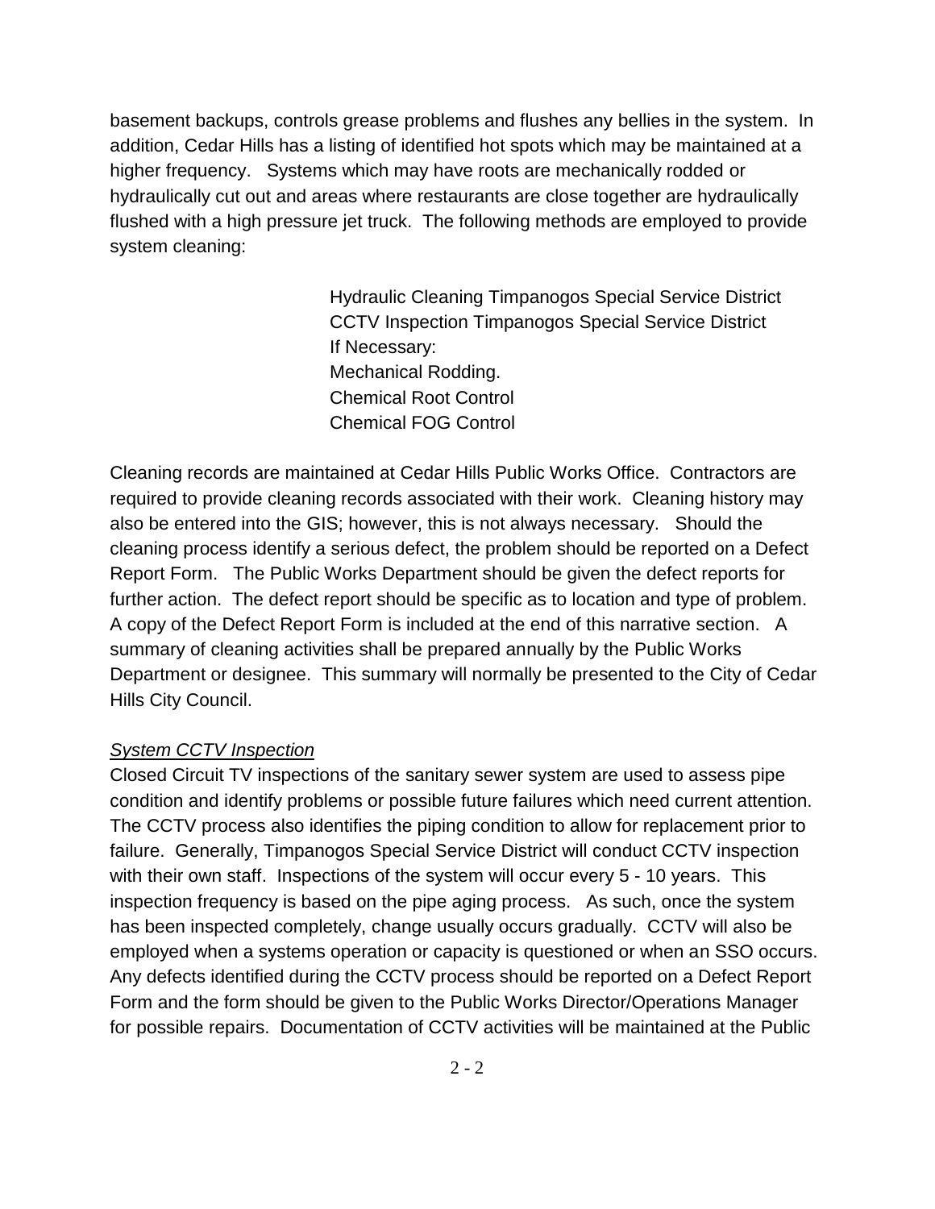basement backups, controls grease problems and flushes any bellies in the system. In addition, Cedar Hills has a listing of identified hot spots which may be maintained at a higher frequency. Systems which may have roots are mechanically rodded or hydraulically cut out and areas where restaurants are close together are hydraulically flushed with a high pressure jet truck. The following methods are employed to provide system cleaning:

Hydraulic Cleaning Timpanogos Special Service District
CCTV Inspection Timpanogos Special Service District
If Necessary:
Mechanical Rodding.
Chemical Root Control
Chemical FOG Control

Cleaning records are maintained at Cedar Hills Public Works Office. Contractors are required to provide cleaning records associated with their work. Cleaning history may also be entered into the GIS; however, this is not always necessary. Should the cleaning process identify a serious defect, the problem should be reported on a Defect Report Form. The Public Works Department should be given the defect reports for further action. The defect report should be specific as to location and type of problem. A copy of the Defect Report Form is included at the end of this narrative section. A summary of cleaning activities shall be prepared annually by the Public Works Department or designee. This summary will normally be presented to the City of Cedar Hills City Council.

*System CCTV Inspection*

Closed Circuit TV inspections of the sanitary sewer system are used to assess pipe condition and identify problems or possible future failures which need current attention. The CCTV process also identifies the piping condition to allow for replacement prior to failure. Generally, Timpanogos Special Service District will conduct CCTV inspection with their own staff. Inspections of the system will occur every 5 - 10 years. This inspection frequency is based on the pipe aging process. As such, once the system has been inspected completely, change usually occurs gradually. CCTV will also be employed when a systems operation or capacity is questioned or when an SSO occurs. Any defects identified during the CCTV process should be reported on a Defect Report Form and the form should be given to the Public Works Director/Operations Manager for possible repairs. Documentation of CCTV activities will be maintained at the Public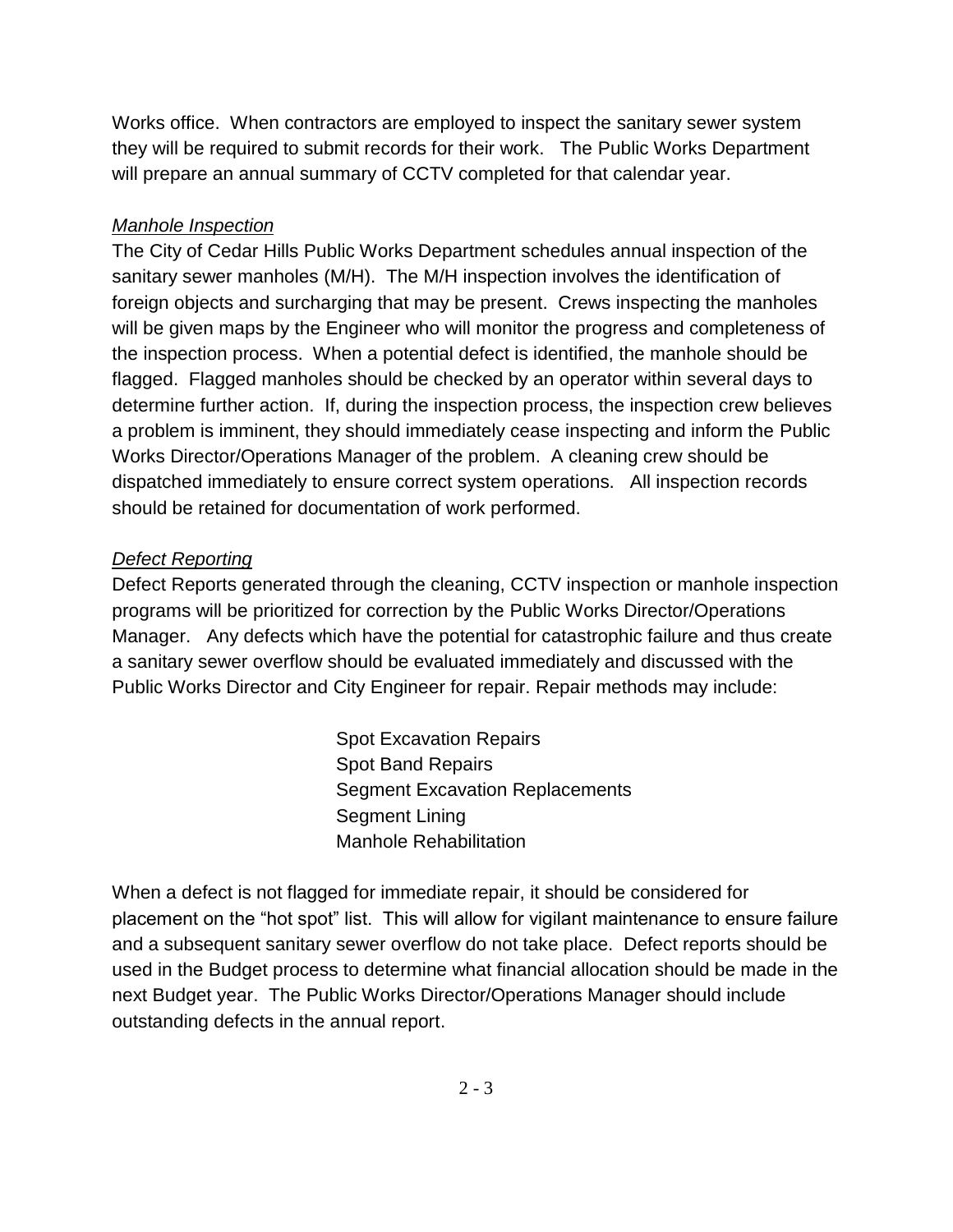Works office. When contractors are employed to inspect the sanitary sewer system they will be required to submit records for their work. The Public Works Department will prepare an annual summary of CCTV completed for that calendar year.

*Manhole Inspection*

The City of Cedar Hills Public Works Department schedules annual inspection of the sanitary sewer manholes (M/H). The M/H inspection involves the identification of foreign objects and surcharging that may be present. Crews inspecting the manholes will be given maps by the Engineer who will monitor the progress and completeness of the inspection process. When a potential defect is identified, the manhole should be flagged. Flagged manholes should be checked by an operator within several days to determine further action. If, during the inspection process, the inspection crew believes a problem is imminent, they should immediately cease inspecting and inform the Public Works Director/Operations Manager of the problem. A cleaning crew should be dispatched immediately to ensure correct system operations. All inspection records should be retained for documentation of work performed.

*Defect Reporting*

Defect Reports generated through the cleaning, CCTV inspection or manhole inspection programs will be prioritized for correction by the Public Works Director/Operations Manager. Any defects which have the potential for catastrophic failure and thus create a sanitary sewer overflow should be evaluated immediately and discussed with the Public Works Director and City Engineer for repair. Repair methods may include:

- Spot Excavation Repairs
- Spot Band Repairs
- Segment Excavation Replacements
- Segment Lining
- Manhole Rehabilitation

When a defect is not flagged for immediate repair, it should be considered for placement on the "hot spot" list. This will allow for vigilant maintenance to ensure failure and a subsequent sanitary sewer overflow do not take place. Defect reports should be used in the Budget process to determine what financial allocation should be made in the next Budget year. The Public Works Director/Operations Manager should include outstanding defects in the annual report.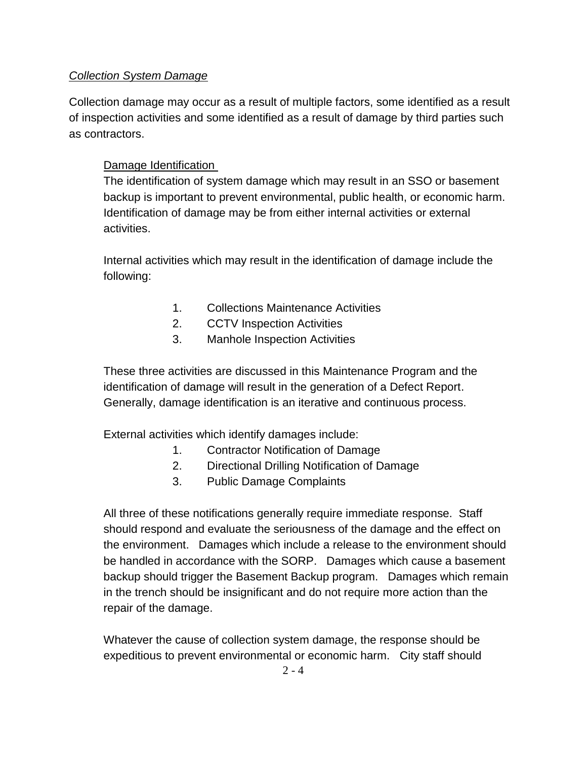*Collection System Damage*

Collection damage may occur as a result of multiple factors, some identified as a result of inspection activities and some identified as a result of damage by third parties such as contractors.

Damage Identification

The identification of system damage which may result in an SSO or basement backup is important to prevent environmental, public health, or economic harm. Identification of damage may be from either internal activities or external activities.

Internal activities which may result in the identification of damage include the following:

1. Collections Maintenance Activities
2. CCTV Inspection Activities
3. Manhole Inspection Activities

These three activities are discussed in this Maintenance Program and the identification of damage will result in the generation of a Defect Report. Generally, damage identification is an iterative and continuous process.

External activities which identify damages include:

1. Contractor Notification of Damage
2. Directional Drilling Notification of Damage
3. Public Damage Complaints

All three of these notifications generally require immediate response. Staff should respond and evaluate the seriousness of the damage and the effect on the environment. Damages which include a release to the environment should be handled in accordance with the SORP. Damages which cause a basement backup should trigger the Basement Backup program. Damages which remain in the trench should be insignificant and do not require more action than the repair of the damage.

Whatever the cause of collection system damage, the response should be expeditious to prevent environmental or economic harm. City staff should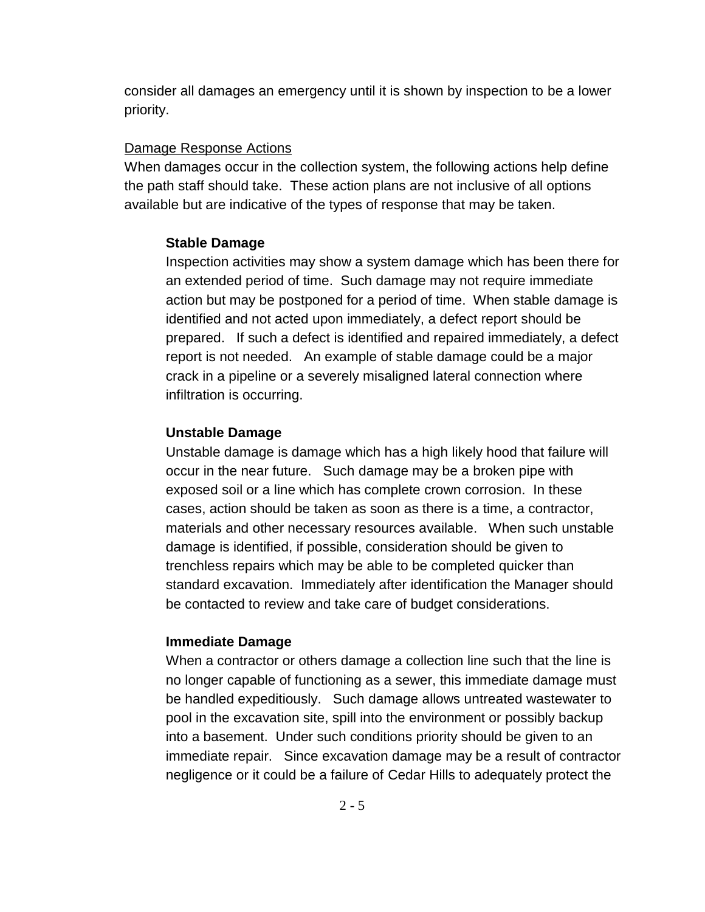consider all damages an emergency until it is shown by inspection to be a lower priority.

Damage Response Actions

When damages occur in the collection system, the following actions help define the path staff should take. These action plans are not inclusive of all options available but are indicative of the types of response that may be taken.

**Stable Damage**

Inspection activities may show a system damage which has been there for an extended period of time. Such damage may not require immediate action but may be postponed for a period of time. When stable damage is identified and not acted upon immediately, a defect report should be prepared. If such a defect is identified and repaired immediately, a defect report is not needed. An example of stable damage could be a major crack in a pipeline or a severely misaligned lateral connection where infiltration is occurring.

**Unstable Damage**

Unstable damage is damage which has a high likely hood that failure will occur in the near future. Such damage may be a broken pipe with exposed soil or a line which has complete crown corrosion. In these cases, action should be taken as soon as there is a time, a contractor, materials and other necessary resources available. When such unstable damage is identified, if possible, consideration should be given to trenchless repairs which may be able to be completed quicker than standard excavation. Immediately after identification the Manager should be contacted to review and take care of budget considerations.

**Immediate Damage**

When a contractor or others damage a collection line such that the line is no longer capable of functioning as a sewer, this immediate damage must be handled expeditiously. Such damage allows untreated wastewater to pool in the excavation site, spill into the environment or possibly backup into a basement. Under such conditions priority should be given to an immediate repair. Since excavation damage may be a result of contractor negligence or it could be a failure of Cedar Hills to adequately protect the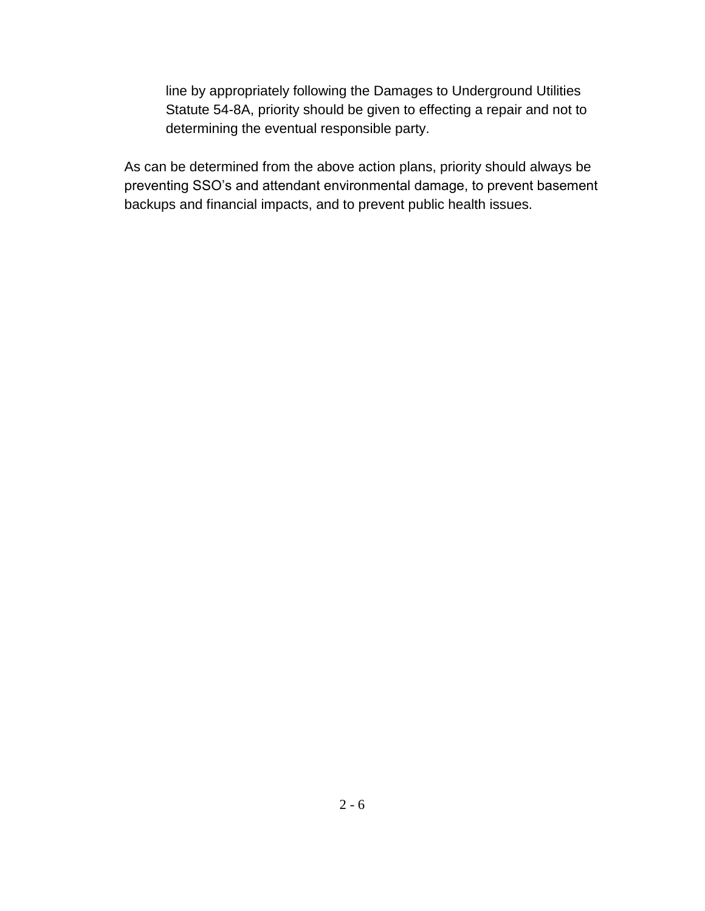line by appropriately following the Damages to Underground Utilities Statute 54-8A, priority should be given to effecting a repair and not to determining the eventual responsible party.

As can be determined from the above action plans, priority should always be preventing SSO's and attendant environmental damage, to prevent basement backups and financial impacts, and to prevent public health issues.